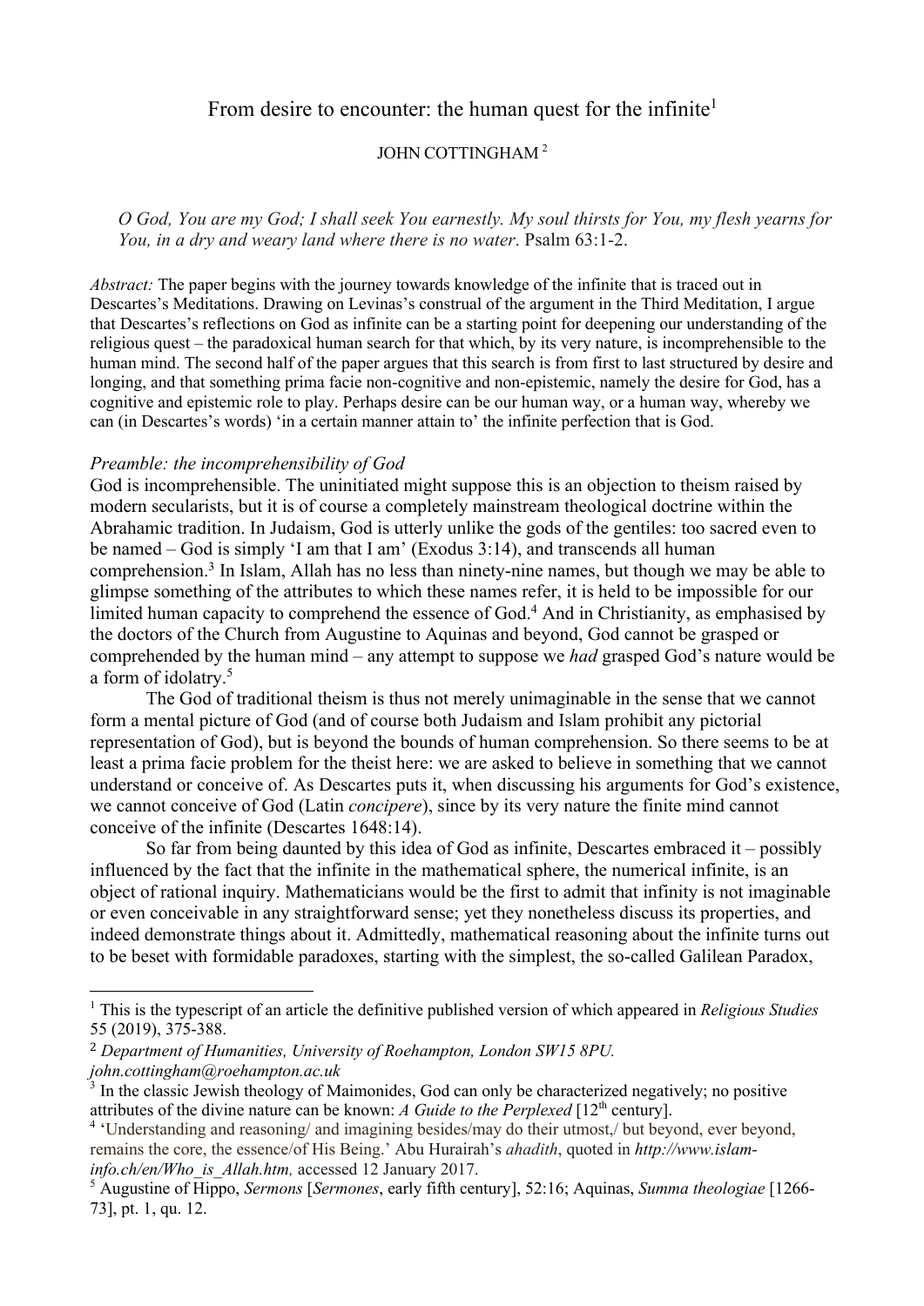# From desire to encounter: the human quest for the infinite[1]

JOHN COTTINGHAM [2]

*O God, You are my God; I shall seek You earnestly. My soul thirsts for You, my flesh yearns for You, in a dry and weary land where there is no water*. Psalm 63:1-2.

*Abstract:* The paper begins with the journey towards knowledge of the infinite that is traced out in Descartes's Meditations. Drawing on Levinas's construal of the argument in the Third Meditation, I argue that Descartes's reflections on God as infinite can be a starting point for deepening our understanding of the religious quest – the paradoxical human search for that which, by its very nature, is incomprehensible to the human mind. The second half of the paper argues that this search is from first to last structured by desire and longing, and that something prima facie non-cognitive and non-epistemic, namely the desire for God, has a cognitive and epistemic role to play. Perhaps desire can be our human way, or a human way, whereby we can (in Descartes's words) 'in a certain manner attain to' the infinite perfection that is God.

## *Preamble: the incomprehensibility of God*

God is incomprehensible. The uninitiated might suppose this is an objection to theism raised by modern secularists, but it is of course a completely mainstream theological doctrine within the Abrahamic tradition. In Judaism, God is utterly unlike the gods of the gentiles: too sacred even to be named – God is simply 'I am that I am' (Exodus 3:14), and transcends all human comprehension.[3] In Islam, Allah has no less than ninety-nine names, but though we may be able to glimpse something of the attributes to which these names refer, it is held to be impossible for our limited human capacity to comprehend the essence of God.[4] And in Christianity, as emphasised by the doctors of the Church from Augustine to Aquinas and beyond, God cannot be grasped or comprehended by the human mind – any attempt to suppose we *had* grasped God's nature would be a form of idolatry.[5]

The God of traditional theism is thus not merely unimaginable in the sense that we cannot form a mental picture of God (and of course both Judaism and Islam prohibit any pictorial representation of God), but is beyond the bounds of human comprehension. So there seems to be at least a prima facie problem for the theist here: we are asked to believe in something that we cannot understand or conceive of. As Descartes puts it, when discussing his arguments for God's existence, we cannot conceive of God (Latin *concipere*), since by its very nature the finite mind cannot conceive of the infinite (Descartes 1648:14).

So far from being daunted by this idea of God as infinite, Descartes embraced it – possibly influenced by the fact that the infinite in the mathematical sphere, the numerical infinite, is an object of rational inquiry. Mathematicians would be the first to admit that infinity is not imaginable or even conceivable in any straightforward sense; yet they nonetheless discuss its properties, and indeed demonstrate things about it. Admittedly, mathematical reasoning about the infinite turns out to be beset with formidable paradoxes, starting with the simplest, the so-called Galilean Paradox,

---

[1] This is the typescript of an article the definitive published version of which appeared in *Religious Studies* 55 (2019), 375-388.

[2] *Department of Humanities, University of Roehampton, London SW15 8PU. john.cottingham@roehampton.ac.uk*

[3] In the classic Jewish theology of Maimonides, God can only be characterized negatively; no positive attributes of the divine nature can be known: *A Guide to the Perplexed* [12th century].

[4] 'Understanding and reasoning/ and imagining besides/may do their utmost,/ but beyond, ever beyond, remains the core, the essence/of His Being.' Abu Hurairah's *ahadith*, quoted in *http://www.islam-info.ch/en/Who_is_Allah.htm,* accessed 12 January 2017.

[5] Augustine of Hippo, *Sermons* [*Sermones*, early fifth century], 52:16; Aquinas, *Summa theologiae* [1266-73], pt. 1, qu. 12.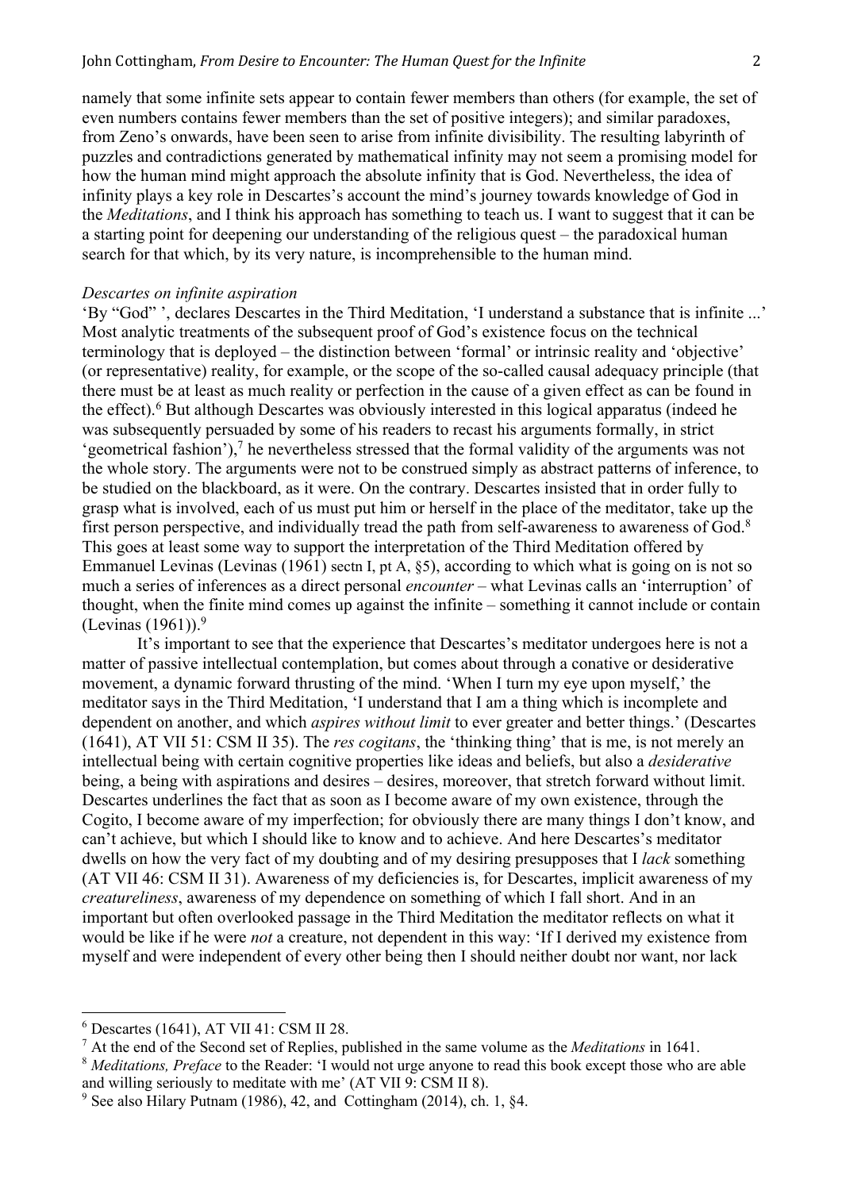namely that some infinite sets appear to contain fewer members than others (for example, the set of even numbers contains fewer members than the set of positive integers); and similar paradoxes, from Zeno's onwards, have been seen to arise from infinite divisibility. The resulting labyrinth of puzzles and contradictions generated by mathematical infinity may not seem a promising model for how the human mind might approach the absolute infinity that is God. Nevertheless, the idea of infinity plays a key role in Descartes's account the mind's journey towards knowledge of God in the *Meditations*, and I think his approach has something to teach us. I want to suggest that it can be a starting point for deepening our understanding of the religious quest – the paradoxical human search for that which, by its very nature, is incomprehensible to the human mind.

*Descartes on infinite aspiration*

'By "God" ', declares Descartes in the Third Meditation, 'I understand a substance that is infinite ...' Most analytic treatments of the subsequent proof of God's existence focus on the technical terminology that is deployed – the distinction between 'formal' or intrinsic reality and 'objective' (or representative) reality, for example, or the scope of the so-called causal adequacy principle (that there must be at least as much reality or perfection in the cause of a given effect as can be found in the effect).[6] But although Descartes was obviously interested in this logical apparatus (indeed he was subsequently persuaded by some of his readers to recast his arguments formally, in strict 'geometrical fashion'),[7] he nevertheless stressed that the formal validity of the arguments was not the whole story. The arguments were not to be construed simply as abstract patterns of inference, to be studied on the blackboard, as it were. On the contrary. Descartes insisted that in order fully to grasp what is involved, each of us must put him or herself in the place of the meditator, take up the first person perspective, and individually tread the path from self-awareness to awareness of God.[8] This goes at least some way to support the interpretation of the Third Meditation offered by Emmanuel Levinas (Levinas (1961) sectn I, pt A, §5), according to which what is going on is not so much a series of inferences as a direct personal *encounter* – what Levinas calls an 'interruption' of thought, when the finite mind comes up against the infinite – something it cannot include or contain (Levinas (1961)).[9]

It's important to see that the experience that Descartes's meditator undergoes here is not a matter of passive intellectual contemplation, but comes about through a conative or desiderative movement, a dynamic forward thrusting of the mind. 'When I turn my eye upon myself,' the meditator says in the Third Meditation, 'I understand that I am a thing which is incomplete and dependent on another, and which *aspires without limit* to ever greater and better things.' (Descartes (1641), AT VII 51: CSM II 35). The *res cogitans*, the 'thinking thing' that is me, is not merely an intellectual being with certain cognitive properties like ideas and beliefs, but also a *desiderative* being, a being with aspirations and desires – desires, moreover, that stretch forward without limit. Descartes underlines the fact that as soon as I become aware of my own existence, through the Cogito, I become aware of my imperfection; for obviously there are many things I don't know, and can't achieve, but which I should like to know and to achieve. And here Descartes's meditator dwells on how the very fact of my doubting and of my desiring presupposes that I *lack* something (AT VII 46: CSM II 31). Awareness of my deficiencies is, for Descartes, implicit awareness of my *creatureliness*, awareness of my dependence on something of which I fall short. And in an important but often overlooked passage in the Third Meditation the meditator reflects on what it would be like if he were *not* a creature, not dependent in this way: 'If I derived my existence from myself and were independent of every other being then I should neither doubt nor want, nor lack

---

[6] Descartes (1641), AT VII 41: CSM II 28.

[7] At the end of the Second set of Replies, published in the same volume as the *Meditations* in 1641.

[8] *Meditations, Preface* to the Reader: 'I would not urge anyone to read this book except those who are able and willing seriously to meditate with me' (AT VII 9: CSM II 8).

[9] See also Hilary Putnam (1986), 42, and Cottingham (2014), ch. 1, §4.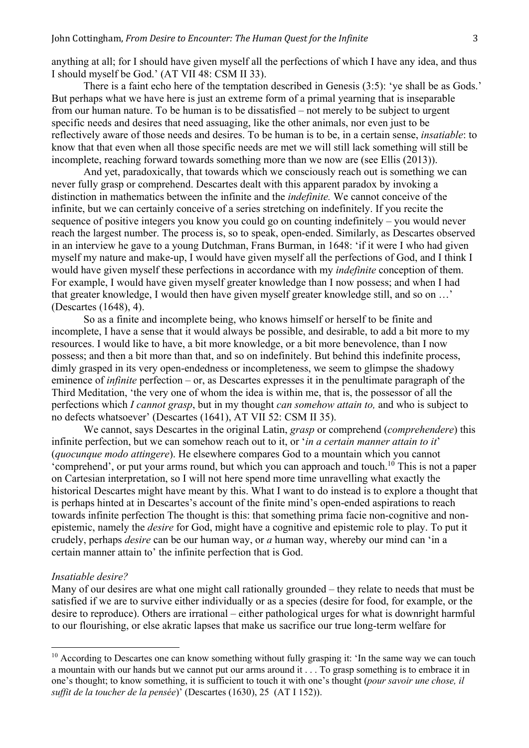anything at all; for I should have given myself all the perfections of which I have any idea, and thus I should myself be God.' (AT VII 48: CSM II 33).

There is a faint echo here of the temptation described in Genesis (3:5): 'ye shall be as Gods.' But perhaps what we have here is just an extreme form of a primal yearning that is inseparable from our human nature. To be human is to be dissatisfied – not merely to be subject to urgent specific needs and desires that need assuaging, like the other animals, nor even just to be reflectively aware of those needs and desires. To be human is to be, in a certain sense, *insatiable*: to know that that even when all those specific needs are met we will still lack something will still be incomplete, reaching forward towards something more than we now are (see Ellis (2013)).

And yet, paradoxically, that towards which we consciously reach out is something we can never fully grasp or comprehend. Descartes dealt with this apparent paradox by invoking a distinction in mathematics between the infinite and the *indefinite.* We cannot conceive of the infinite, but we can certainly conceive of a series stretching on indefinitely. If you recite the sequence of positive integers you know you could go on counting indefinitely – you would never reach the largest number. The process is, so to speak, open-ended. Similarly, as Descartes observed in an interview he gave to a young Dutchman, Frans Burman, in 1648: 'if it were I who had given myself my nature and make-up, I would have given myself all the perfections of God, and I think I would have given myself these perfections in accordance with my *indefinite* conception of them. For example, I would have given myself greater knowledge than I now possess; and when I had that greater knowledge, I would then have given myself greater knowledge still, and so on …' (Descartes (1648), 4).

So as a finite and incomplete being, who knows himself or herself to be finite and incomplete, I have a sense that it would always be possible, and desirable, to add a bit more to my resources. I would like to have, a bit more knowledge, or a bit more benevolence, than I now possess; and then a bit more than that, and so on indefinitely. But behind this indefinite process, dimly grasped in its very open-endedness or incompleteness, we seem to glimpse the shadowy eminence of *infinite* perfection – or, as Descartes expresses it in the penultimate paragraph of the Third Meditation, 'the very one of whom the idea is within me, that is, the possessor of all the perfections which *I cannot grasp*, but in my thought *can somehow attain to,* and who is subject to no defects whatsoever' (Descartes (1641), AT VII 52: CSM II 35).

We cannot, says Descartes in the original Latin, *grasp* or comprehend (*comprehendere*) this infinite perfection, but we can somehow reach out to it, or '*in a certain manner attain to it*' (*quocunque modo attingere*). He elsewhere compares God to a mountain which you cannot 'comprehend', or put your arms round, but which you can approach and touch.[10] This is not a paper on Cartesian interpretation, so I will not here spend more time unravelling what exactly the historical Descartes might have meant by this. What I want to do instead is to explore a thought that is perhaps hinted at in Descartes's account of the finite mind's open-ended aspirations to reach towards infinite perfection The thought is this: that something prima facie non-cognitive and non-epistemic, namely the *desire* for God, might have a cognitive and epistemic role to play. To put it crudely, perhaps *desire* can be our human way, or *a* human way, whereby our mind can 'in a certain manner attain to' the infinite perfection that is God.

### *Insatiable desire?*

Many of our desires are what one might call rationally grounded – they relate to needs that must be satisfied if we are to survive either individually or as a species (desire for food, for example, or the desire to reproduce). Others are irrational – either pathological urges for what is downright harmful to our flourishing, or else akratic lapses that make us sacrifice our true long-term welfare for

[10] According to Descartes one can know something without fully grasping it: 'In the same way we can touch a mountain with our hands but we cannot put our arms around it . . . To grasp something is to embrace it in one's thought; to know something, it is sufficient to touch it with one's thought (*pour savoir une chose, il suffit de la toucher de la pensée*)' (Descartes (1630), 25 (AT I 152)).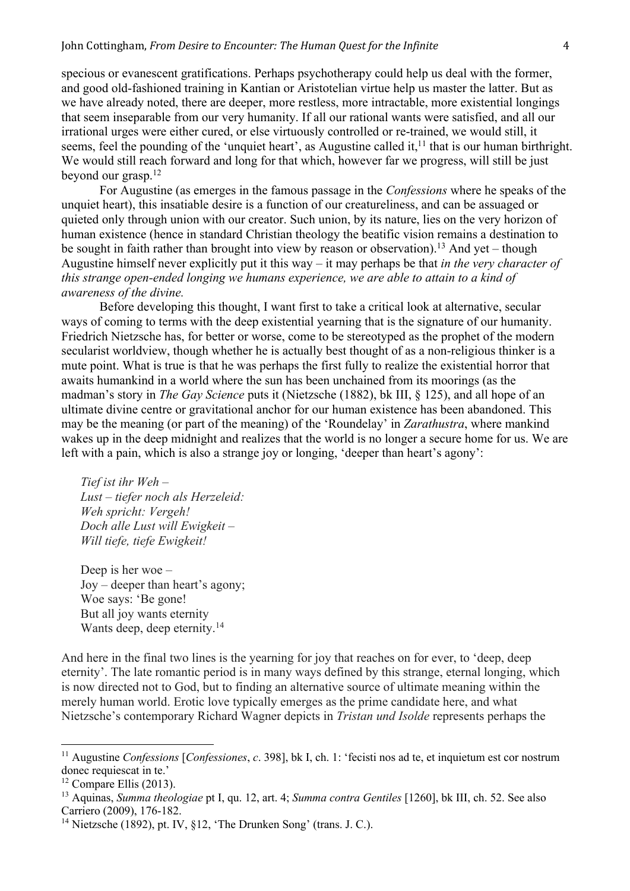specious or evanescent gratifications. Perhaps psychotherapy could help us deal with the former, and good old-fashioned training in Kantian or Aristotelian virtue help us master the latter. But as we have already noted, there are deeper, more restless, more intractable, more existential longings that seem inseparable from our very humanity. If all our rational wants were satisfied, and all our irrational urges were either cured, or else virtuously controlled or re-trained, we would still, it seems, feel the pounding of the 'unquiet heart', as Augustine called it,[11] that is our human birthright. We would still reach forward and long for that which, however far we progress, will still be just beyond our grasp.[12]

For Augustine (as emerges in the famous passage in the *Confessions* where he speaks of the unquiet heart), this insatiable desire is a function of our creatureliness, and can be assuaged or quieted only through union with our creator. Such union, by its nature, lies on the very horizon of human existence (hence in standard Christian theology the beatific vision remains a destination to be sought in faith rather than brought into view by reason or observation).[13] And yet – though Augustine himself never explicitly put it this way – it may perhaps be that *in the very character of this strange open-ended longing we humans experience, we are able to attain to a kind of awareness of the divine.*

Before developing this thought, I want first to take a critical look at alternative, secular ways of coming to terms with the deep existential yearning that is the signature of our humanity. Friedrich Nietzsche has, for better or worse, come to be stereotyped as the prophet of the modern secularist worldview, though whether he is actually best thought of as a non-religious thinker is a mute point. What is true is that he was perhaps the first fully to realize the existential horror that awaits humankind in a world where the sun has been unchained from its moorings (as the madman's story in *The Gay Science* puts it (Nietzsche (1882), bk III, § 125), and all hope of an ultimate divine centre or gravitational anchor for our human existence has been abandoned. This may be the meaning (or part of the meaning) of the 'Roundelay' in *Zarathustra*, where mankind wakes up in the deep midnight and realizes that the world is no longer a secure home for us. We are left with a pain, which is also a strange joy or longing, 'deeper than heart's agony':

> *Tief ist ihr Weh –*
> *Lust – tiefer noch als Herzeleid:*
> *Weh spricht: Vergeh!*
> *Doch alle Lust will Ewigkeit –*
> *Will tiefe, tiefe Ewigkeit!*
>
> Deep is her woe –
> Joy – deeper than heart's agony;
> Woe says: 'Be gone!
> But all joy wants eternity
> Wants deep, deep eternity.[14]

And here in the final two lines is the yearning for joy that reaches on for ever, to 'deep, deep eternity'. The late romantic period is in many ways defined by this strange, eternal longing, which is now directed not to God, but to finding an alternative source of ultimate meaning within the merely human world. Erotic love typically emerges as the prime candidate here, and what Nietzsche's contemporary Richard Wagner depicts in *Tristan und Isolde* represents perhaps the

---

[11] Augustine *Confessions* [*Confessiones*, *c*. 398], bk I, ch. 1: 'fecisti nos ad te, et inquietum est cor nostrum donec requiescat in te.'

[12] Compare Ellis (2013).

[13] Aquinas, *Summa theologiae* pt I, qu. 12, art. 4; *Summa contra Gentiles* [1260], bk III, ch. 52. See also Carriero (2009), 176-182.

[14] Nietzsche (1892), pt. IV, §12, 'The Drunken Song' (trans. J. C.).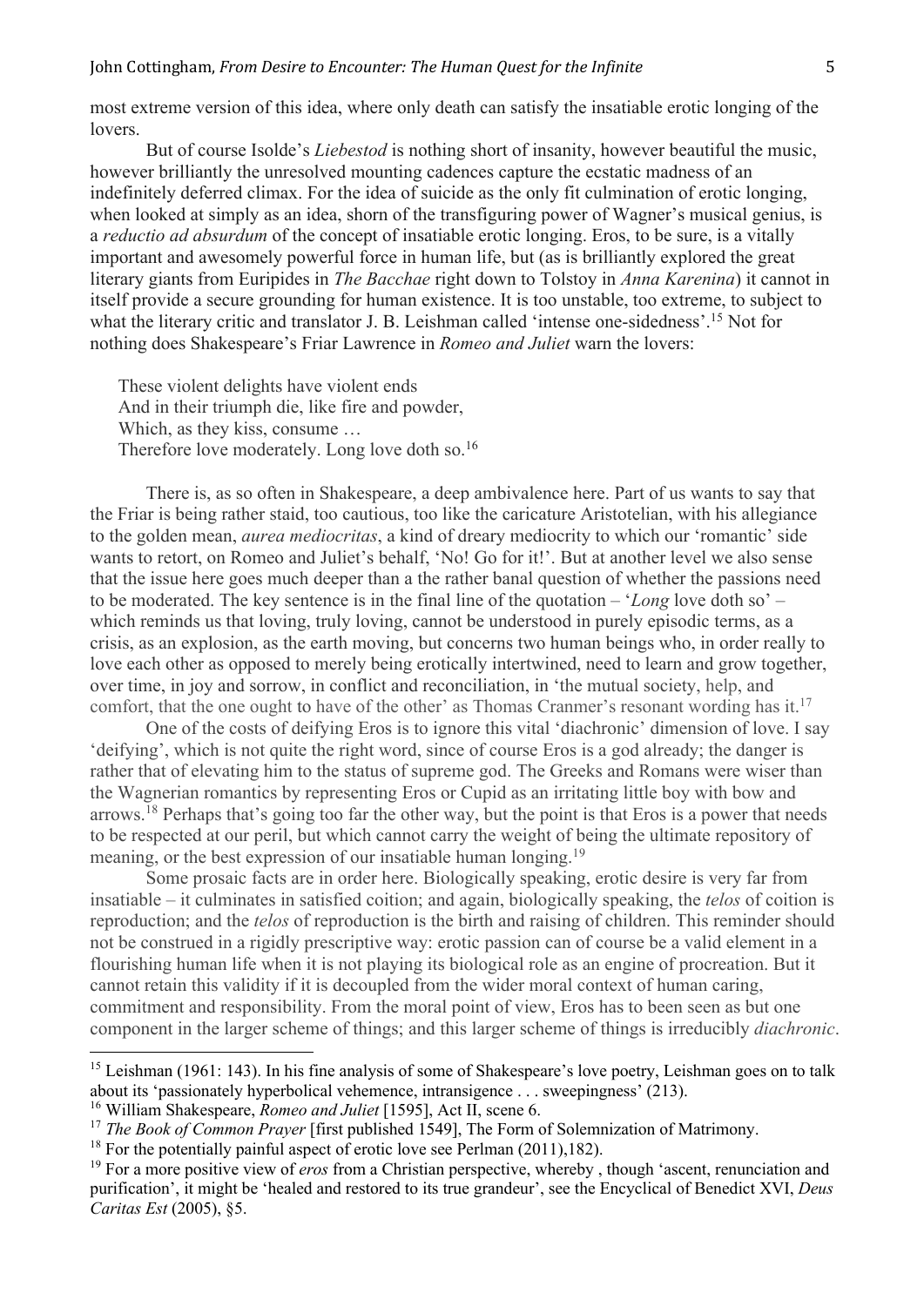most extreme version of this idea, where only death can satisfy the insatiable erotic longing of the lovers.

But of course Isolde's *Liebestod* is nothing short of insanity, however beautiful the music, however brilliantly the unresolved mounting cadences capture the ecstatic madness of an indefinitely deferred climax. For the idea of suicide as the only fit culmination of erotic longing, when looked at simply as an idea, shorn of the transfiguring power of Wagner's musical genius, is a *reductio ad absurdum* of the concept of insatiable erotic longing. Eros, to be sure, is a vitally important and awesomely powerful force in human life, but (as is brilliantly explored the great literary giants from Euripides in *The Bacchae* right down to Tolstoy in *Anna Karenina*) it cannot in itself provide a secure grounding for human existence. It is too unstable, too extreme, to subject to what the literary critic and translator J. B. Leishman called 'intense one-sidedness'.[15] Not for nothing does Shakespeare's Friar Lawrence in *Romeo and Juliet* warn the lovers:

> These violent delights have violent ends
> And in their triumph die, like fire and powder,
> Which, as they kiss, consume …
> Therefore love moderately. Long love doth so.[16]

There is, as so often in Shakespeare, a deep ambivalence here. Part of us wants to say that the Friar is being rather staid, too cautious, too like the caricature Aristotelian, with his allegiance to the golden mean, *aurea mediocritas*, a kind of dreary mediocrity to which our 'romantic' side wants to retort, on Romeo and Juliet's behalf, 'No! Go for it!'. But at another level we also sense that the issue here goes much deeper than a the rather banal question of whether the passions need to be moderated. The key sentence is in the final line of the quotation – '*Long* love doth so' – which reminds us that loving, truly loving, cannot be understood in purely episodic terms, as a crisis, as an explosion, as the earth moving, but concerns two human beings who, in order really to love each other as opposed to merely being erotically intertwined, need to learn and grow together, over time, in joy and sorrow, in conflict and reconciliation, in 'the mutual society, help, and comfort, that the one ought to have of the other' as Thomas Cranmer's resonant wording has it.[17]

One of the costs of deifying Eros is to ignore this vital 'diachronic' dimension of love. I say 'deifying', which is not quite the right word, since of course Eros is a god already; the danger is rather that of elevating him to the status of supreme god. The Greeks and Romans were wiser than the Wagnerian romantics by representing Eros or Cupid as an irritating little boy with bow and arrows.[18] Perhaps that's going too far the other way, but the point is that Eros is a power that needs to be respected at our peril, but which cannot carry the weight of being the ultimate repository of meaning, or the best expression of our insatiable human longing.[19]

Some prosaic facts are in order here. Biologically speaking, erotic desire is very far from insatiable – it culminates in satisfied coition; and again, biologically speaking, the *telos* of coition is reproduction; and the *telos* of reproduction is the birth and raising of children. This reminder should not be construed in a rigidly prescriptive way: erotic passion can of course be a valid element in a flourishing human life when it is not playing its biological role as an engine of procreation. But it cannot retain this validity if it is decoupled from the wider moral context of human caring, commitment and responsibility. From the moral point of view, Eros has to been seen as but one component in the larger scheme of things; and this larger scheme of things is irreducibly *diachronic*.

---

[15] Leishman (1961: 143). In his fine analysis of some of Shakespeare's love poetry, Leishman goes on to talk about its 'passionately hyperbolical vehemence, intransigence . . . sweepingness' (213).

[16] William Shakespeare, *Romeo and Juliet* [1595], Act II, scene 6.

[17] *The Book of Common Prayer* [first published 1549], The Form of Solemnization of Matrimony.

[18] For the potentially painful aspect of erotic love see Perlman (2011),182).

[19] For a more positive view of *eros* from a Christian perspective, whereby , though 'ascent, renunciation and purification', it might be 'healed and restored to its true grandeur', see the Encyclical of Benedict XVI, *Deus Caritas Est* (2005), §5.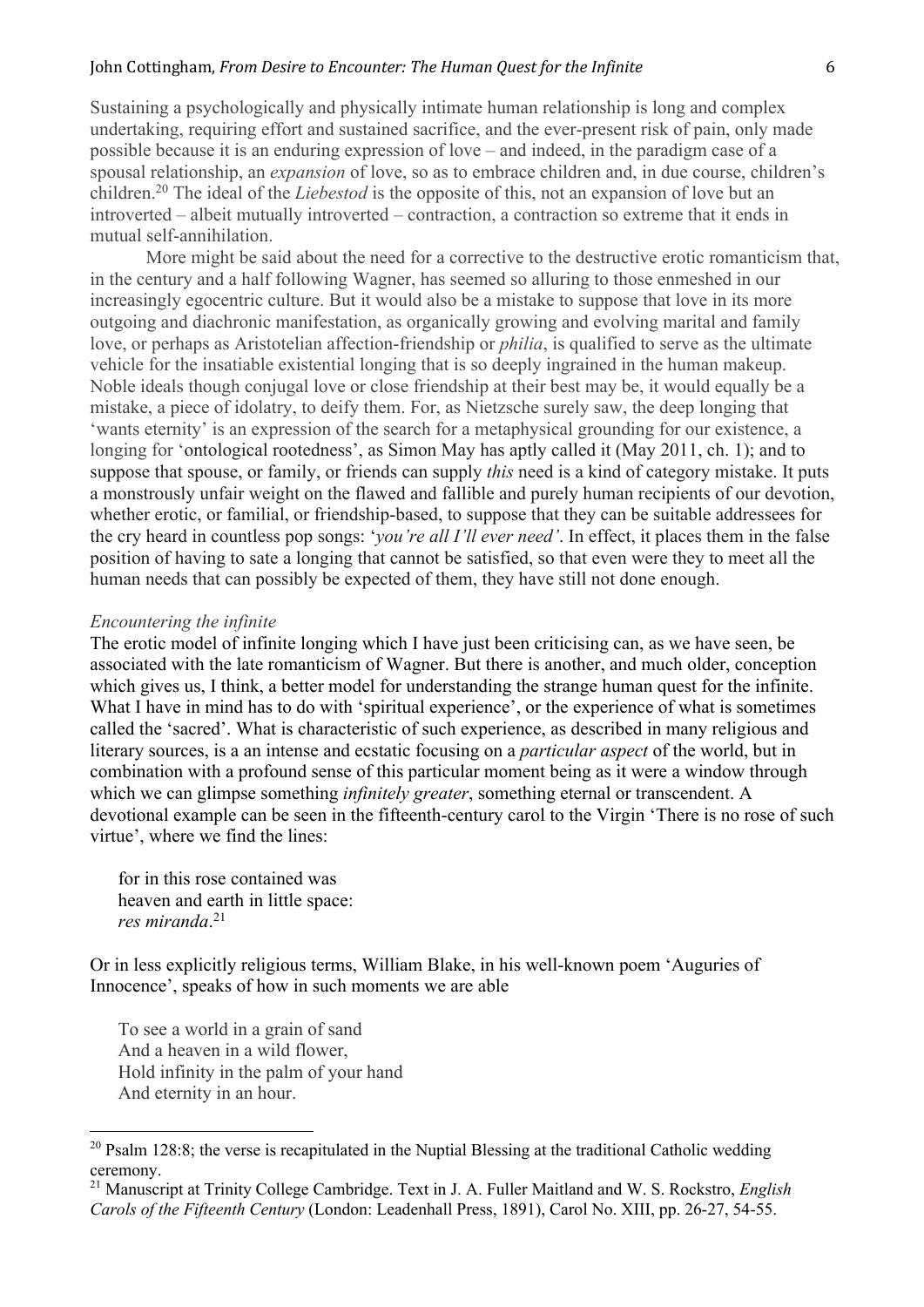Sustaining a psychologically and physically intimate human relationship is long and complex undertaking, requiring effort and sustained sacrifice, and the ever-present risk of pain, only made possible because it is an enduring expression of love – and indeed, in the paradigm case of a spousal relationship, an *expansion* of love, so as to embrace children and, in due course, children's children.[20] The ideal of the *Liebestod* is the opposite of this, not an expansion of love but an introverted – albeit mutually introverted – contraction, a contraction so extreme that it ends in mutual self-annihilation.

More might be said about the need for a corrective to the destructive erotic romanticism that, in the century and a half following Wagner, has seemed so alluring to those enmeshed in our increasingly egocentric culture. But it would also be a mistake to suppose that love in its more outgoing and diachronic manifestation, as organically growing and evolving marital and family love, or perhaps as Aristotelian affection-friendship or *philia*, is qualified to serve as the ultimate vehicle for the insatiable existential longing that is so deeply ingrained in the human makeup. Noble ideals though conjugal love or close friendship at their best may be, it would equally be a mistake, a piece of idolatry, to deify them. For, as Nietzsche surely saw, the deep longing that 'wants eternity' is an expression of the search for a metaphysical grounding for our existence, a longing for 'ontological rootedness', as Simon May has aptly called it (May 2011, ch. 1); and to suppose that spouse, or family, or friends can supply *this* need is a kind of category mistake. It puts a monstrously unfair weight on the flawed and fallible and purely human recipients of our devotion, whether erotic, or familial, or friendship-based, to suppose that they can be suitable addressees for the cry heard in countless pop songs: '*you're all I'll ever need'*. In effect, it places them in the false position of having to sate a longing that cannot be satisfied, so that even were they to meet all the human needs that can possibly be expected of them, they have still not done enough.

### *Encountering the infinite*

The erotic model of infinite longing which I have just been criticising can, as we have seen, be associated with the late romanticism of Wagner. But there is another, and much older, conception which gives us, I think, a better model for understanding the strange human quest for the infinite. What I have in mind has to do with 'spiritual experience', or the experience of what is sometimes called the 'sacred'. What is characteristic of such experience, as described in many religious and literary sources, is a an intense and ecstatic focusing on a *particular aspect* of the world, but in combination with a profound sense of this particular moment being as it were a window through which we can glimpse something *infinitely greater*, something eternal or transcendent. A devotional example can be seen in the fifteenth-century carol to the Virgin 'There is no rose of such virtue', where we find the lines:

> for in this rose contained was
> heaven and earth in little space:
> *res miranda*.[21]

Or in less explicitly religious terms, William Blake, in his well-known poem 'Auguries of Innocence', speaks of how in such moments we are able

> To see a world in a grain of sand
> And a heaven in a wild flower,
> Hold infinity in the palm of your hand
> And eternity in an hour.

---

[20] Psalm 128:8; the verse is recapitulated in the Nuptial Blessing at the traditional Catholic wedding ceremony.

[21] Manuscript at Trinity College Cambridge. Text in J. A. Fuller Maitland and W. S. Rockstro, *English Carols of the Fifteenth Century* (London: Leadenhall Press, 1891), Carol No. XIII, pp. 26-27, 54-55.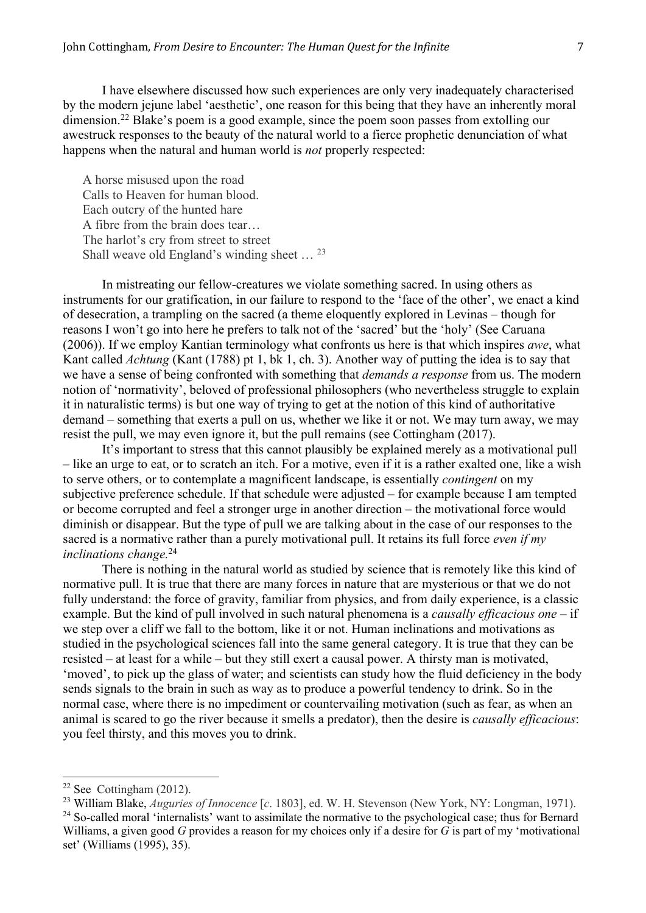I have elsewhere discussed how such experiences are only very inadequately characterised by the modern jejune label 'aesthetic', one reason for this being that they have an inherently moral dimension.[22] Blake's poem is a good example, since the poem soon passes from extolling our awestruck responses to the beauty of the natural world to a fierce prophetic denunciation of what happens when the natural and human world is *not* properly respected:

> A horse misused upon the road
> Calls to Heaven for human blood.
> Each outcry of the hunted hare
> A fibre from the brain does tear…
> The harlot's cry from street to street
> Shall weave old England's winding sheet … [23]

In mistreating our fellow-creatures we violate something sacred. In using others as instruments for our gratification, in our failure to respond to the 'face of the other', we enact a kind of desecration, a trampling on the sacred (a theme eloquently explored in Levinas – though for reasons I won't go into here he prefers to talk not of the 'sacred' but the 'holy' (See Caruana (2006)). If we employ Kantian terminology what confronts us here is that which inspires *awe*, what Kant called *Achtung* (Kant (1788) pt 1, bk 1, ch. 3). Another way of putting the idea is to say that we have a sense of being confronted with something that *demands a response* from us. The modern notion of 'normativity', beloved of professional philosophers (who nevertheless struggle to explain it in naturalistic terms) is but one way of trying to get at the notion of this kind of authoritative demand – something that exerts a pull on us, whether we like it or not. We may turn away, we may resist the pull, we may even ignore it, but the pull remains (see Cottingham (2017).

It's important to stress that this cannot plausibly be explained merely as a motivational pull – like an urge to eat, or to scratch an itch. For a motive, even if it is a rather exalted one, like a wish to serve others, or to contemplate a magnificent landscape, is essentially *contingent* on my subjective preference schedule. If that schedule were adjusted – for example because I am tempted or become corrupted and feel a stronger urge in another direction – the motivational force would diminish or disappear. But the type of pull we are talking about in the case of our responses to the sacred is a normative rather than a purely motivational pull. It retains its full force *even if my inclinations change.*[24]

There is nothing in the natural world as studied by science that is remotely like this kind of normative pull. It is true that there are many forces in nature that are mysterious or that we do not fully understand: the force of gravity, familiar from physics, and from daily experience, is a classic example. But the kind of pull involved in such natural phenomena is a *causally efficacious one* – if we step over a cliff we fall to the bottom, like it or not. Human inclinations and motivations as studied in the psychological sciences fall into the same general category. It is true that they can be resisted – at least for a while – but they still exert a causal power. A thirsty man is motivated, 'moved', to pick up the glass of water; and scientists can study how the fluid deficiency in the body sends signals to the brain in such as way as to produce a powerful tendency to drink. So in the normal case, where there is no impediment or countervailing motivation (such as fear, as when an animal is scared to go the river because it smells a predator), then the desire is *causally efficacious*: you feel thirsty, and this moves you to drink.

---

[22] See Cottingham (2012).

[23] William Blake, *Auguries of Innocence* [*c*. 1803], ed. W. H. Stevenson (New York, NY: Longman, 1971).

[24] So-called moral 'internalists' want to assimilate the normative to the psychological case; thus for Bernard Williams, a given good *G* provides a reason for my choices only if a desire for *G* is part of my 'motivational set' (Williams (1995), 35).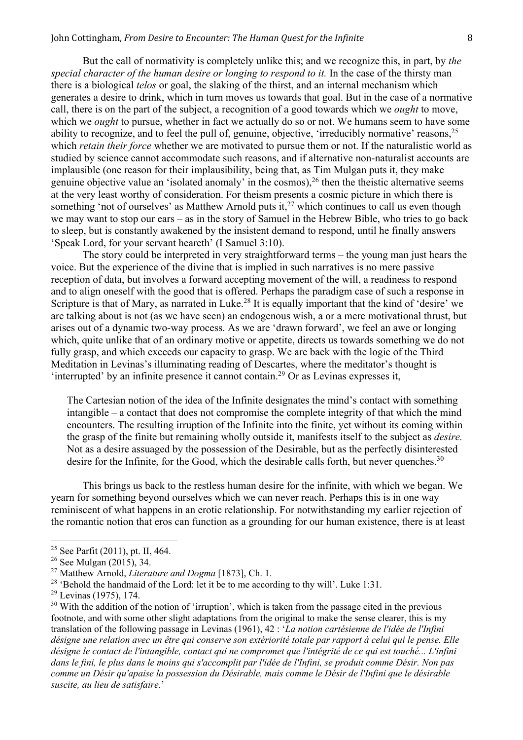But the call of normativity is completely unlike this; and we recognize this, in part, by *the special character of the human desire or longing to respond to it.* In the case of the thirsty man there is a biological *telos* or goal, the slaking of the thirst, and an internal mechanism which generates a desire to drink, which in turn moves us towards that goal. But in the case of a normative call, there is on the part of the subject, a recognition of a good towards which we *ought* to move, which we *ought* to pursue, whether in fact we actually do so or not. We humans seem to have some ability to recognize, and to feel the pull of, genuine, objective, 'irreducibly normative' reasons,[25] which *retain their force* whether we are motivated to pursue them or not. If the naturalistic world as studied by science cannot accommodate such reasons, and if alternative non-naturalist accounts are implausible (one reason for their implausibility, being that, as Tim Mulgan puts it, they make genuine objective value an 'isolated anomaly' in the cosmos),[26] then the theistic alternative seems at the very least worthy of consideration. For theism presents a cosmic picture in which there is something 'not of ourselves' as Matthew Arnold puts it,[27] which continues to call us even though we may want to stop our ears – as in the story of Samuel in the Hebrew Bible, who tries to go back to sleep, but is constantly awakened by the insistent demand to respond, until he finally answers 'Speak Lord, for your servant heareth' (I Samuel 3:10).

The story could be interpreted in very straightforward terms – the young man just hears the voice. But the experience of the divine that is implied in such narratives is no mere passive reception of data, but involves a forward accepting movement of the will, a readiness to respond and to align oneself with the good that is offered. Perhaps the paradigm case of such a response in Scripture is that of Mary, as narrated in Luke.[28] It is equally important that the kind of 'desire' we are talking about is not (as we have seen) an endogenous wish, a or a mere motivational thrust, but arises out of a dynamic two-way process. As we are 'drawn forward', we feel an awe or longing which, quite unlike that of an ordinary motive or appetite, directs us towards something we do not fully grasp, and which exceeds our capacity to grasp. We are back with the logic of the Third Meditation in Levinas's illuminating reading of Descartes, where the meditator's thought is 'interrupted' by an infinite presence it cannot contain.[29] Or as Levinas expresses it,

> The Cartesian notion of the idea of the Infinite designates the mind's contact with something intangible – a contact that does not compromise the complete integrity of that which the mind encounters. The resulting irruption of the Infinite into the finite, yet without its coming within the grasp of the finite but remaining wholly outside it, manifests itself to the subject as *desire.* Not as a desire assuaged by the possession of the Desirable, but as the perfectly disinterested desire for the Infinite, for the Good, which the desirable calls forth, but never quenches.[30]

This brings us back to the restless human desire for the infinite, with which we began. We yearn for something beyond ourselves which we can never reach. Perhaps this is in one way reminiscent of what happens in an erotic relationship. For notwithstanding my earlier rejection of the romantic notion that eros can function as a grounding for our human existence, there is at least

---

[25] See Parfit (2011), pt. II, 464.

[26] See Mulgan (2015), 34.

[27] Matthew Arnold, *Literature and Dogma* [1873], Ch. 1.

[28] 'Behold the handmaid of the Lord: let it be to me according to thy will'. Luke 1:31.

[29] Levinas (1975), 174.

[30] With the addition of the notion of 'irruption', which is taken from the passage cited in the previous footnote, and with some other slight adaptations from the original to make the sense clearer, this is my translation of the following passage in Levinas (1961), 42 : '*La notion cartésienne de l'idée de l'Infini désigne une relation avec un être qui conserve son extériorité totale par rapport à celui qui le pense. Elle désigne le contact de l'intangible, contact qui ne compromet que l'intégrité de ce qui est touché... L'infini dans le fini, le plus dans le moins qui s'accomplit par l'idée de l'Infini, se produit comme Désir. Non pas comme un Désir qu'apaise la possession du Désirable, mais comme le Désir de l'Infini que le désirable suscite, au lieu de satisfaire.*'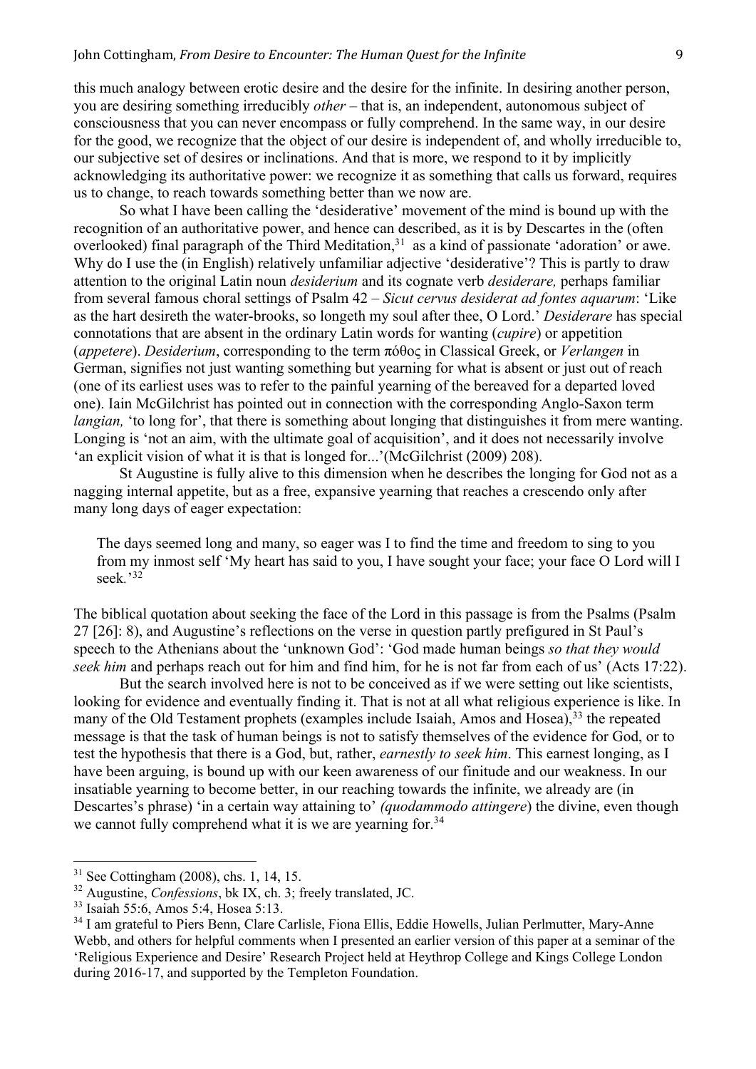this much analogy between erotic desire and the desire for the infinite. In desiring another person, you are desiring something irreducibly *other* – that is, an independent, autonomous subject of consciousness that you can never encompass or fully comprehend. In the same way, in our desire for the good, we recognize that the object of our desire is independent of, and wholly irreducible to, our subjective set of desires or inclinations. And that is more, we respond to it by implicitly acknowledging its authoritative power: we recognize it as something that calls us forward, requires us to change, to reach towards something better than we now are.

So what I have been calling the 'desiderative' movement of the mind is bound up with the recognition of an authoritative power, and hence can described, as it is by Descartes in the (often overlooked) final paragraph of the Third Meditation,[31] as a kind of passionate 'adoration' or awe. Why do I use the (in English) relatively unfamiliar adjective 'desiderative'? This is partly to draw attention to the original Latin noun *desiderium* and its cognate verb *desiderare,* perhaps familiar from several famous choral settings of Psalm 42 – *Sicut cervus desiderat ad fontes aquarum*: 'Like as the hart desireth the water-brooks, so longeth my soul after thee, O Lord.' *Desiderare* has special connotations that are absent in the ordinary Latin words for wanting (*cupire*) or appetition (*appetere*). *Desiderium*, corresponding to the term πόθος in Classical Greek, or *Verlangen* in German, signifies not just wanting something but yearning for what is absent or just out of reach (one of its earliest uses was to refer to the painful yearning of the bereaved for a departed loved one). Iain McGilchrist has pointed out in connection with the corresponding Anglo-Saxon term *langian,* 'to long for', that there is something about longing that distinguishes it from mere wanting. Longing is 'not an aim, with the ultimate goal of acquisition', and it does not necessarily involve 'an explicit vision of what it is that is longed for...'(McGilchrist (2009) 208).

St Augustine is fully alive to this dimension when he describes the longing for God not as a nagging internal appetite, but as a free, expansive yearning that reaches a crescendo only after many long days of eager expectation:

> The days seemed long and many, so eager was I to find the time and freedom to sing to you from my inmost self 'My heart has said to you, I have sought your face; your face O Lord will I seek.'[32]

The biblical quotation about seeking the face of the Lord in this passage is from the Psalms (Psalm 27 [26]: 8), and Augustine's reflections on the verse in question partly prefigured in St Paul's speech to the Athenians about the 'unknown God': 'God made human beings *so that they would seek him* and perhaps reach out for him and find him, for he is not far from each of us' (Acts 17:22).

But the search involved here is not to be conceived as if we were setting out like scientists, looking for evidence and eventually finding it. That is not at all what religious experience is like. In many of the Old Testament prophets (examples include Isaiah, Amos and Hosea),[33] the repeated message is that the task of human beings is not to satisfy themselves of the evidence for God, or to test the hypothesis that there is a God, but, rather, *earnestly to seek him*. This earnest longing, as I have been arguing, is bound up with our keen awareness of our finitude and our weakness. In our insatiable yearning to become better, in our reaching towards the infinite, we already are (in Descartes's phrase) 'in a certain way attaining to' *(quodammodo attingere*) the divine, even though we cannot fully comprehend what it is we are yearning for.[34]

---

[31] See Cottingham (2008), chs. 1, 14, 15.

[32] Augustine, *Confessions*, bk IX, ch. 3; freely translated, JC.

[33] Isaiah 55:6, Amos 5:4, Hosea 5:13.

[34] I am grateful to Piers Benn, Clare Carlisle, Fiona Ellis, Eddie Howells, Julian Perlmutter, Mary-Anne Webb, and others for helpful comments when I presented an earlier version of this paper at a seminar of the 'Religious Experience and Desire' Research Project held at Heythrop College and Kings College London during 2016-17, and supported by the Templeton Foundation.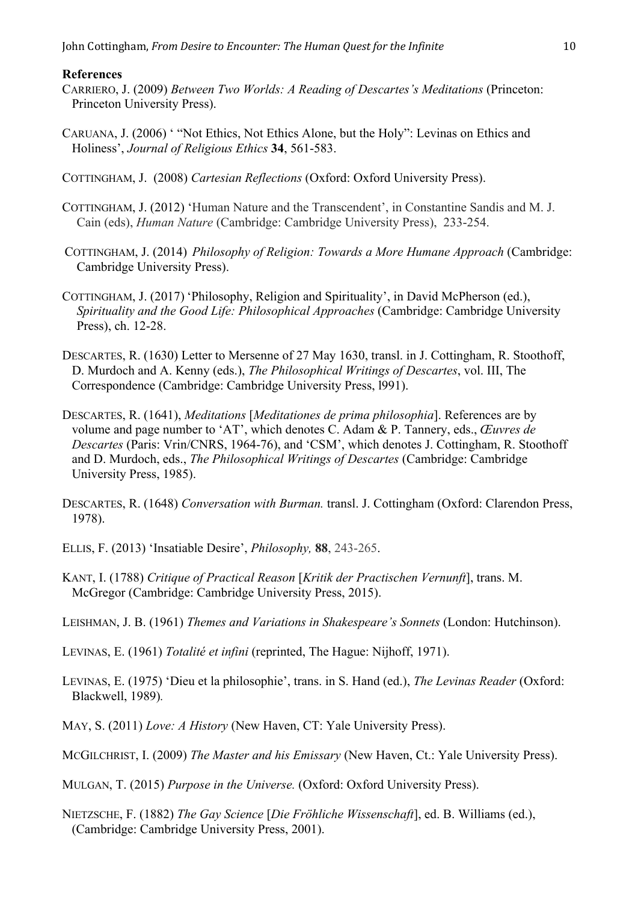**References**

CARRIERO, J. (2009) *Between Two Worlds: A Reading of Descartes's Meditations* (Princeton: Princeton University Press).

CARUANA, J. (2006) ' "Not Ethics, Not Ethics Alone, but the Holy": Levinas on Ethics and Holiness', *Journal of Religious Ethics* **34**, 561-583.

COTTINGHAM, J. (2008) *Cartesian Reflections* (Oxford: Oxford University Press).

COTTINGHAM, J. (2012) 'Human Nature and the Transcendent', in Constantine Sandis and M. J. Cain (eds), *Human Nature* (Cambridge: Cambridge University Press), 233-254.

COTTINGHAM, J. (2014) *Philosophy of Religion: Towards a More Humane Approach* (Cambridge: Cambridge University Press).

COTTINGHAM, J. (2017) 'Philosophy, Religion and Spirituality', in David McPherson (ed.), *Spirituality and the Good Life: Philosophical Approaches* (Cambridge: Cambridge University Press), ch. 12-28.

DESCARTES, R. (1630) Letter to Mersenne of 27 May 1630, transl. in J. Cottingham, R. Stoothoff, D. Murdoch and A. Kenny (eds.), *The Philosophical Writings of Descartes*, vol. III, The Correspondence (Cambridge: Cambridge University Press, l991).

DESCARTES, R. (1641), *Meditations* [*Meditationes de prima philosophia*]. References are by volume and page number to 'AT', which denotes C. Adam & P. Tannery, eds., *Œuvres de Descartes* (Paris: Vrin/CNRS, 1964-76), and 'CSM', which denotes J. Cottingham, R. Stoothoff and D. Murdoch, eds., *The Philosophical Writings of Descartes* (Cambridge: Cambridge University Press, 1985).

DESCARTES, R. (1648) *Conversation with Burman.* transl. J. Cottingham (Oxford: Clarendon Press, 1978).

ELLIS, F. (2013) 'Insatiable Desire', *Philosophy,* **88**, 243-265.

KANT, I. (1788) *Critique of Practical Reason* [*Kritik der Practischen Vernunft*], trans. M. McGregor (Cambridge: Cambridge University Press, 2015).

LEISHMAN, J. B. (1961) *Themes and Variations in Shakespeare's Sonnets* (London: Hutchinson).

LEVINAS, E. (1961) *Totalité et infini* (reprinted, The Hague: Nijhoff, 1971).

LEVINAS, E. (1975) 'Dieu et la philosophie', trans. in S. Hand (ed.), *The Levinas Reader* (Oxford: Blackwell, 1989).

MAY, S. (2011) *Love: A History* (New Haven, CT: Yale University Press).

MCGILCHRIST, I. (2009) *The Master and his Emissary* (New Haven, Ct.: Yale University Press).

MULGAN, T. (2015) *Purpose in the Universe.* (Oxford: Oxford University Press).

NIETZSCHE, F. (1882) *The Gay Science* [*Die Fröhliche Wissenschaft*], ed. B. Williams (ed.), (Cambridge: Cambridge University Press, 2001).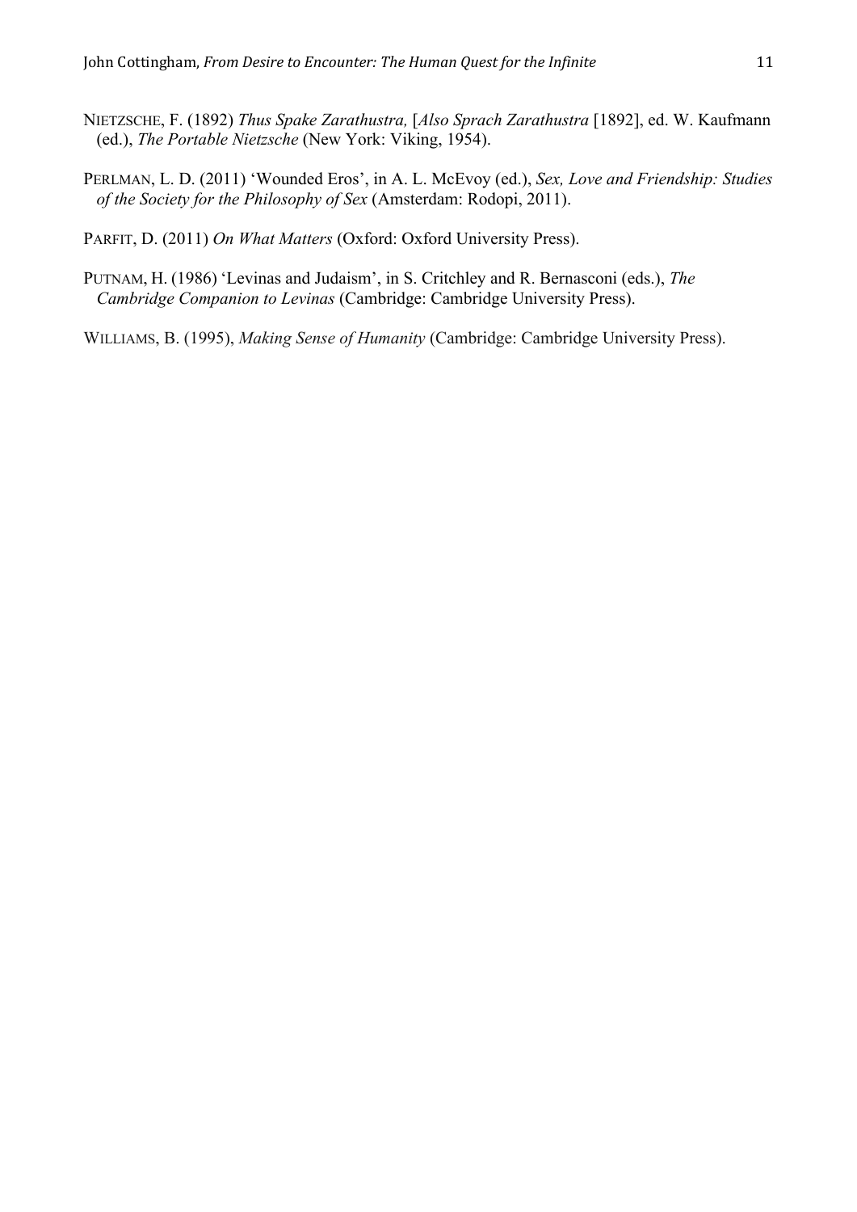NIETZSCHE, F. (1892) *Thus Spake Zarathustra,* [*Also Sprach Zarathustra* [1892], ed. W. Kaufmann (ed.), *The Portable Nietzsche* (New York: Viking, 1954).

PERLMAN, L. D. (2011) 'Wounded Eros', in A. L. McEvoy (ed.), *Sex, Love and Friendship: Studies of the Society for the Philosophy of Sex* (Amsterdam: Rodopi, 2011).

PARFIT, D. (2011) *On What Matters* (Oxford: Oxford University Press).

PUTNAM, H. (1986) 'Levinas and Judaism', in S. Critchley and R. Bernasconi (eds.), *The Cambridge Companion to Levinas* (Cambridge: Cambridge University Press).

WILLIAMS, B. (1995), *Making Sense of Humanity* (Cambridge: Cambridge University Press).